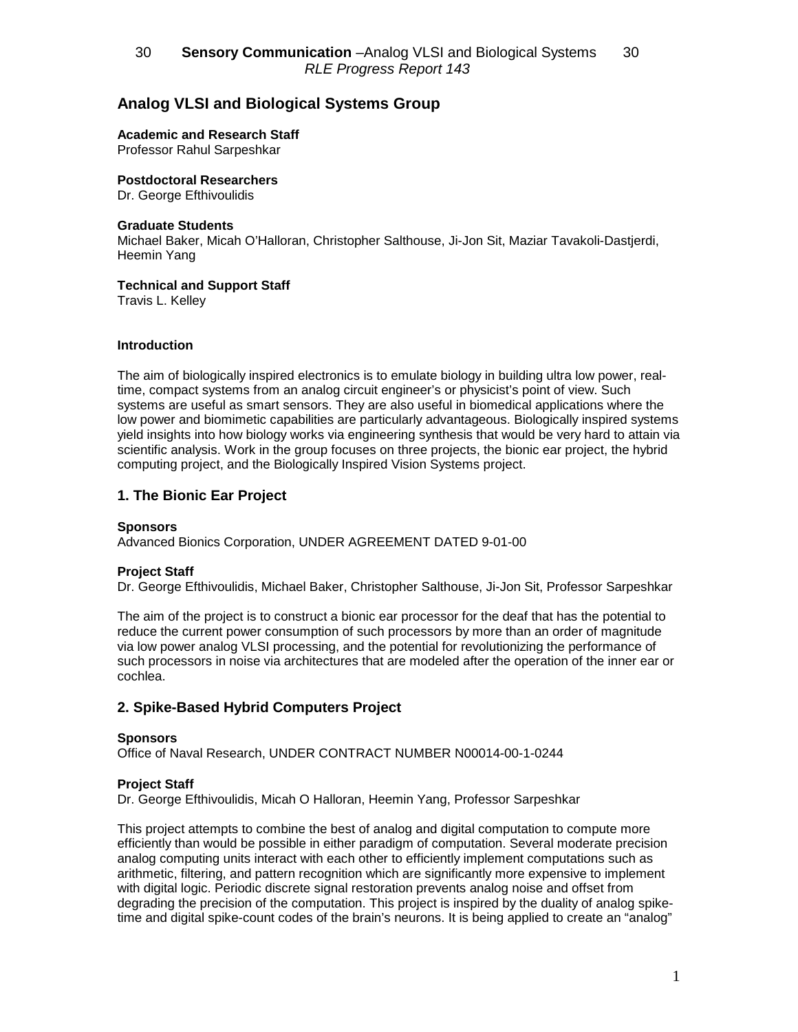# Analog VLSI and Biological Systems Group

**Academic and Research Staff**
Professor Rahul Sarpeshkar

**Postdoctoral Researchers**
Dr. George Efthivoulidis

**Graduate Students**
Michael Baker, Micah O'Halloran, Christopher Salthouse, Ji-Jon Sit, Maziar Tavakoli-Dastjerdi, Heemin Yang

**Technical and Support Staff**
Travis L. Kelley

**Introduction**

The aim of biologically inspired electronics is to emulate biology in building ultra low power, real-time, compact systems from an analog circuit engineer's or physicist's point of view. Such systems are useful as smart sensors. They are also useful in biomedical applications where the low power and biomimetic capabilities are particularly advantageous. Biologically inspired systems yield insights into how biology works via engineering synthesis that would be very hard to attain via scientific analysis. Work in the group focuses on three projects, the bionic ear project, the hybrid computing project, and the Biologically Inspired Vision Systems project.

## 1. The Bionic Ear Project

**Sponsors**
Advanced Bionics Corporation, UNDER AGREEMENT DATED 9-01-00

**Project Staff**
Dr. George Efthivoulidis, Michael Baker, Christopher Salthouse, Ji-Jon Sit, Professor Sarpeshkar

The aim of the project is to construct a bionic ear processor for the deaf that has the potential to reduce the current power consumption of such processors by more than an order of magnitude via low power analog VLSI processing, and the potential for revolutionizing the performance of such processors in noise via architectures that are modeled after the operation of the inner ear or cochlea.

## 2. Spike-Based Hybrid Computers Project

**Sponsors**
Office of Naval Research, UNDER CONTRACT NUMBER N00014-00-1-0244

**Project Staff**
Dr. George Efthivoulidis, Micah O Halloran, Heemin Yang, Professor Sarpeshkar

This project attempts to combine the best of analog and digital computation to compute more efficiently than would be possible in either paradigm of computation. Several moderate precision analog computing units interact with each other to efficiently implement computations such as arithmetic, filtering, and pattern recognition which are significantly more expensive to implement with digital logic. Periodic discrete signal restoration prevents analog noise and offset from degrading the precision of the computation. This project is inspired by the duality of analog spike-time and digital spike-count codes of the brain's neurons. It is being applied to create an "analog"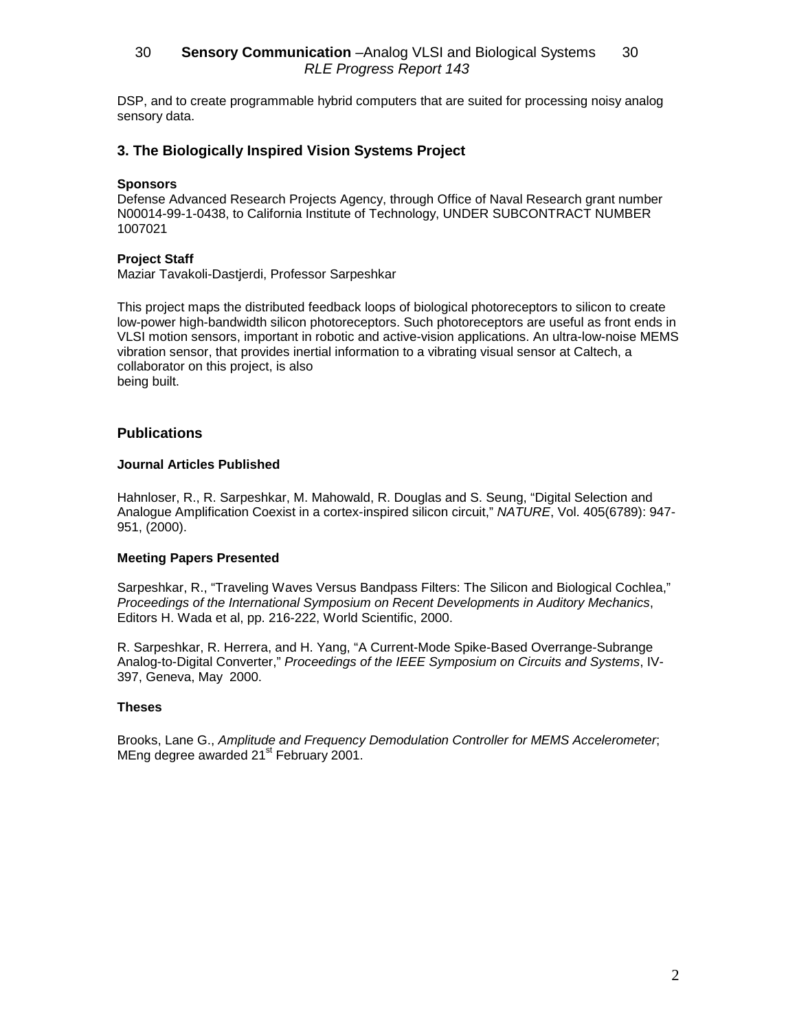DSP, and to create programmable hybrid computers that are suited for processing noisy analog sensory data.

## 3. The Biologically Inspired Vision Systems Project

**Sponsors**

Defense Advanced Research Projects Agency, through Office of Naval Research grant number N00014-99-1-0438, to California Institute of Technology, UNDER SUBCONTRACT NUMBER 1007021

**Project Staff**

Maziar Tavakoli-Dastjerdi, Professor Sarpeshkar

This project maps the distributed feedback loops of biological photoreceptors to silicon to create low-power high-bandwidth silicon photoreceptors. Such photoreceptors are useful as front ends in VLSI motion sensors, important in robotic and active-vision applications. An ultra-low-noise MEMS vibration sensor, that provides inertial information to a vibrating visual sensor at Caltech, a collaborator on this project, is also being built.

## Publications

### Journal Articles Published

Hahnloser, R., R. Sarpeshkar, M. Mahowald, R. Douglas and S. Seung, "Digital Selection and Analogue Amplification Coexist in a cortex-inspired silicon circuit," *NATURE*, Vol. 405(6789): 947-951, (2000).

### Meeting Papers Presented

Sarpeshkar, R., "Traveling Waves Versus Bandpass Filters: The Silicon and Biological Cochlea," *Proceedings of the International Symposium on Recent Developments in Auditory Mechanics*, Editors H. Wada et al, pp. 216-222, World Scientific, 2000.

R. Sarpeshkar, R. Herrera, and H. Yang, "A Current-Mode Spike-Based Overrange-Subrange Analog-to-Digital Converter," *Proceedings of the IEEE Symposium on Circuits and Systems*, IV-397, Geneva, May 2000.

### Theses

Brooks, Lane G., *Amplitude and Frequency Demodulation Controller for MEMS Accelerometer*; MEng degree awarded 21st February 2001.